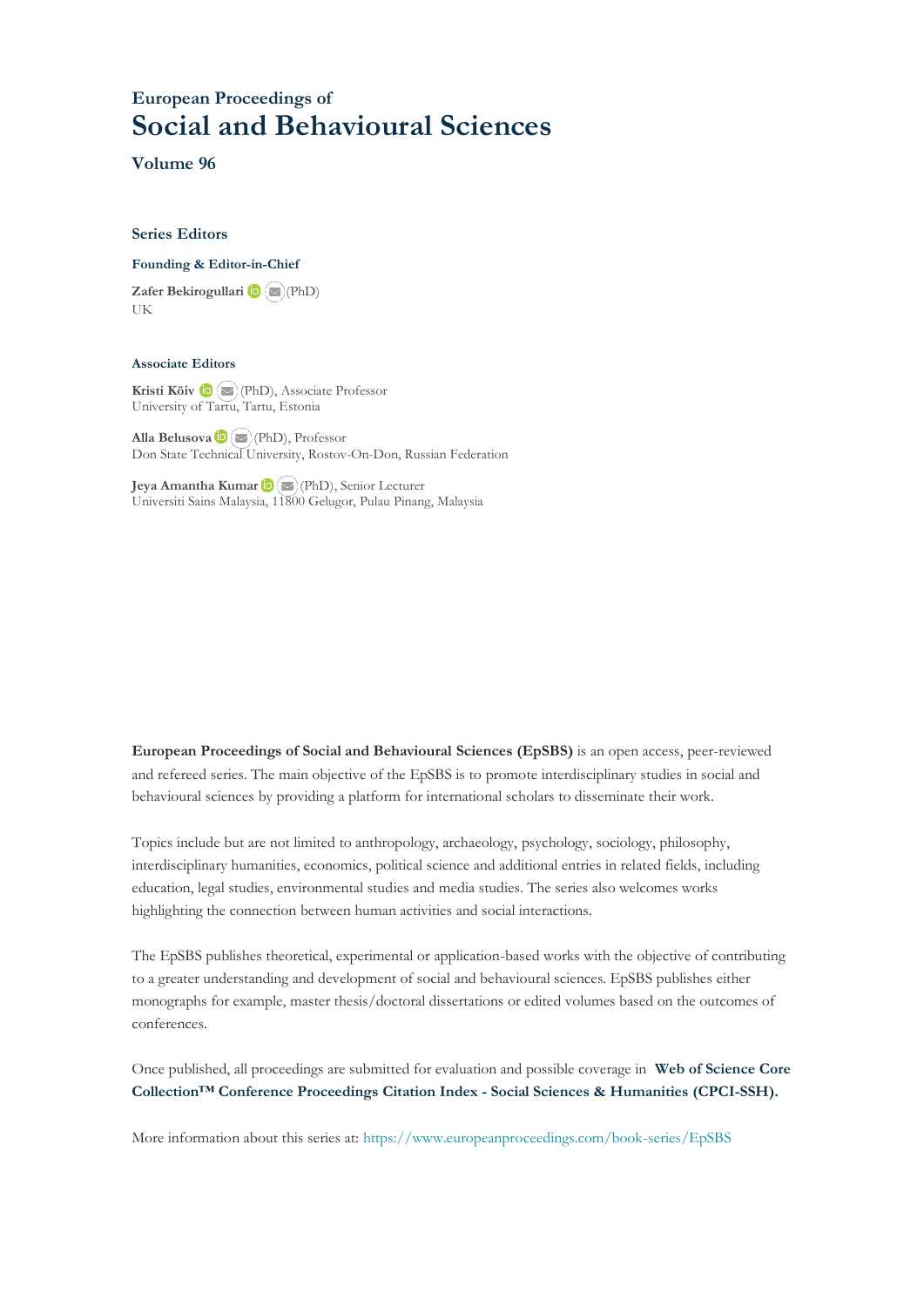European Proceedings of

# Social and Behavioural Sciences

**Volume 96**

## Series Editors

**Founding & Editor-in-Chief**

**Zafer Bekirogullari** (PhD)
UK

**Associate Editors**

**Kristi Köiv** (PhD), Associate Professor
University of Tartu, Tartu, Estonia

**Alla Belusova** (PhD), Professor
Don State Technical University, Rostov-On-Don, Russian Federation

**Jeya Amantha Kumar** (PhD), Senior Lecturer
Universiti Sains Malaysia, 11800 Gelugor, Pulau Pinang, Malaysia

**European Proceedings of Social and Behavioural Sciences (EpSBS)** is an open access, peer-reviewed and refereed series. The main objective of the EpSBS is to promote interdisciplinary studies in social and behavioural sciences by providing a platform for international scholars to disseminate their work.

Topics include but are not limited to anthropology, archaeology, psychology, sociology, philosophy, interdisciplinary humanities, economics, political science and additional entries in related fields, including education, legal studies, environmental studies and media studies. The series also welcomes works highlighting the connection between human activities and social interactions.

The EpSBS publishes theoretical, experimental or application-based works with the objective of contributing to a greater understanding and development of social and behavioural sciences. EpSBS publishes either monographs for example, master thesis/doctoral dissertations or edited volumes based on the outcomes of conferences.

Once published, all proceedings are submitted for evaluation and possible coverage in **Web of Science Core Collection™ Conference Proceedings Citation Index - Social Sciences & Humanities (CPCI-SSH).**

More information about this series at: https://www.europeanproceedings.com/book-series/EpSBS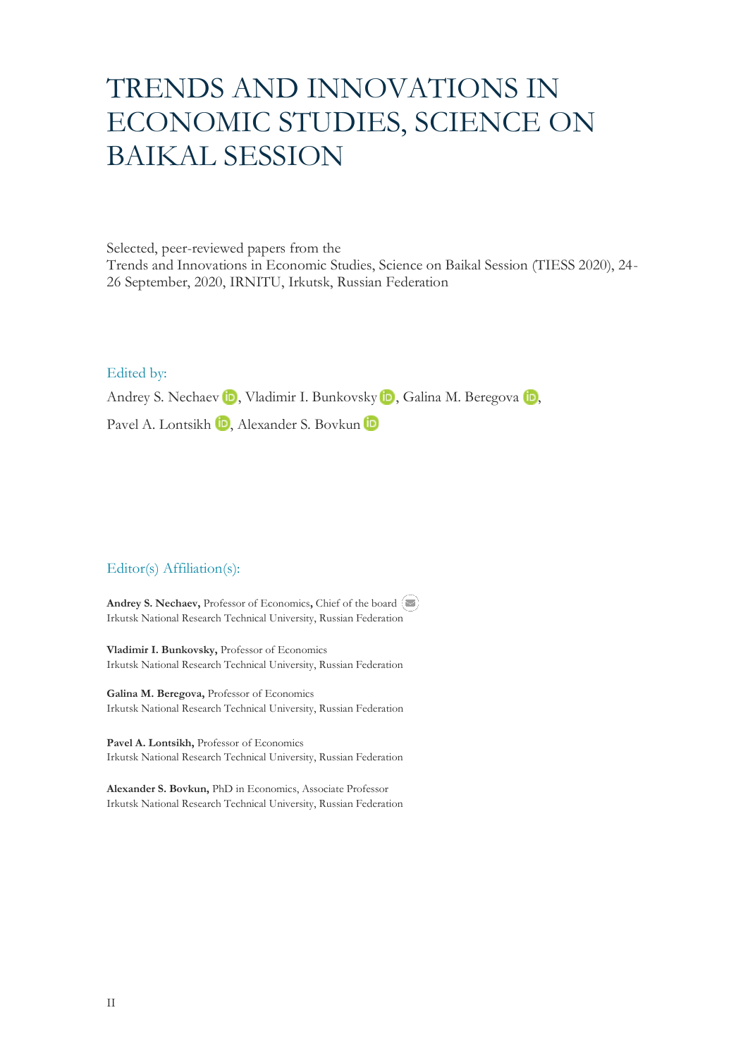# TRENDS AND INNOVATIONS IN ECONOMIC STUDIES, SCIENCE ON BAIKAL SESSION

Selected, peer-reviewed papers from the
Trends and Innovations in Economic Studies, Science on Baikal Session (TIESS 2020), 24-26 September, 2020, IRNITU, Irkutsk, Russian Federation

Edited by:

Andrey S. Nechaev, Vladimir I. Bunkovsky, Galina M. Beregova, Pavel A. Lontsikh, Alexander S. Bovkun

Editor(s) Affiliation(s):

**Andrey S. Nechaev,** Professor of Economics**,** Chief of the board
Irkutsk National Research Technical University, Russian Federation

**Vladimir I. Bunkovsky,** Professor of Economics
Irkutsk National Research Technical University, Russian Federation

**Galina M. Beregova,** Professor of Economics
Irkutsk National Research Technical University, Russian Federation

**Pavel A. Lontsikh,** Professor of Economics
Irkutsk National Research Technical University, Russian Federation

**Alexander S. Bovkun,** PhD in Economics, Associate Professor
Irkutsk National Research Technical University, Russian Federation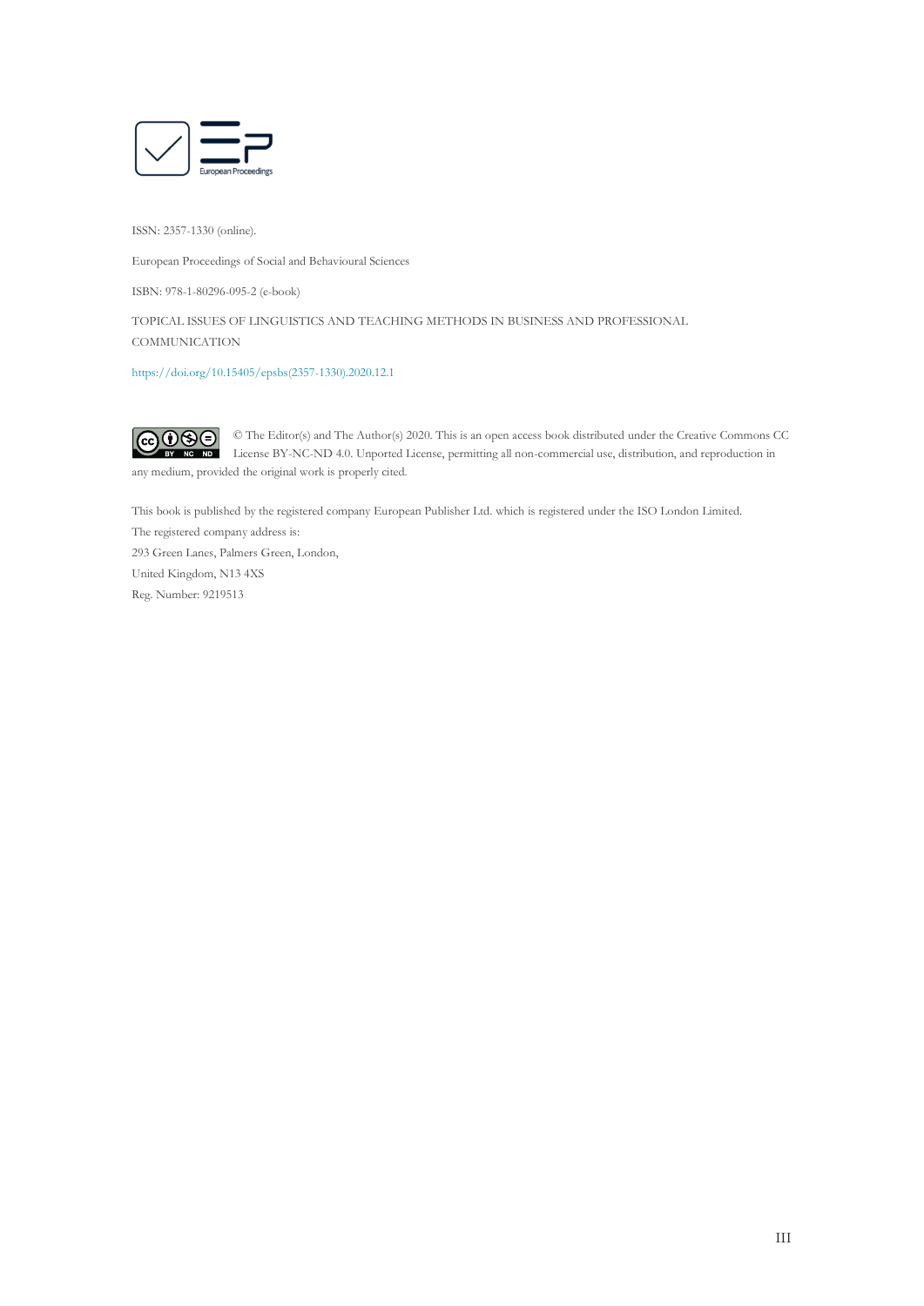ISSN: 2357-1330 (online).

European Proceedings of Social and Behavioural Sciences

ISBN: 978-1-80296-095-2 (e-book)

TOPICAL ISSUES OF LINGUISTICS AND TEACHING METHODS IN BUSINESS AND PROFESSIONAL COMMUNICATION

https://doi.org/10.15405/epsbs(2357-1330).2020.12.1

© The Editor(s) and The Author(s) 2020. This is an open access book distributed under the Creative Commons CC License BY-NC-ND 4.0. Unported License, permitting all non-commercial use, distribution, and reproduction in any medium, provided the original work is properly cited.

This book is published by the registered company European Publisher Ltd. which is registered under the ISO London Limited.
The registered company address is:
293 Green Lanes, Palmers Green, London,
United Kingdom, N13 4XS
Reg. Number: 9219513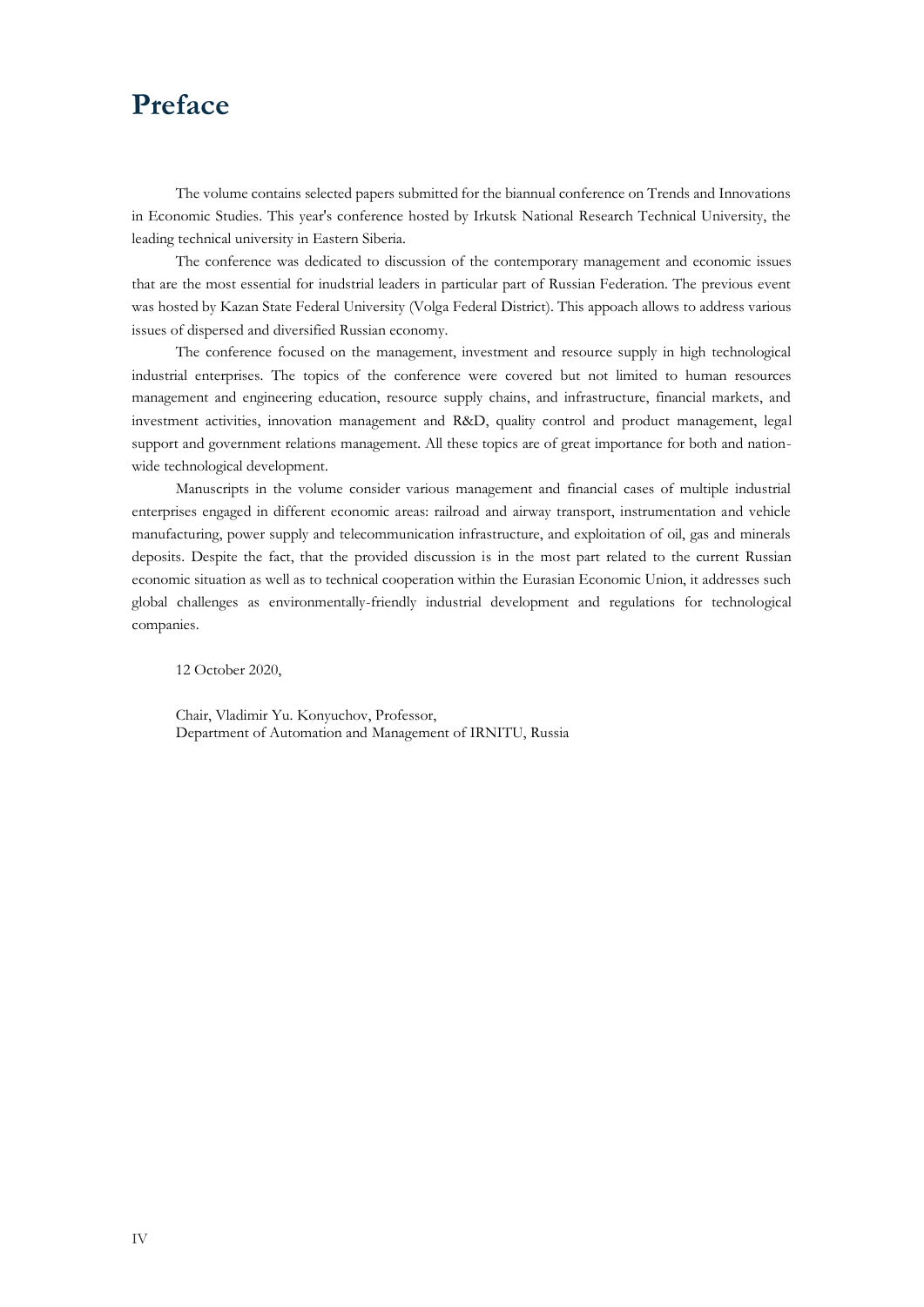# Preface

The volume contains selected papers submitted for the biannual conference on Trends and Innovations in Economic Studies. This year's conference hosted by Irkutsk National Research Technical University, the leading technical university in Eastern Siberia.

The conference was dedicated to discussion of the contemporary management and economic issues that are the most essential for inudstrial leaders in particular part of Russian Federation. The previous event was hosted by Kazan State Federal University (Volga Federal District). This appoach allows to address various issues of dispersed and diversified Russian economy.

The conference focused on the management, investment and resource supply in high technological industrial enterprises. The topics of the conference were covered but not limited to human resources management and engineering education, resource supply chains, and infrastructure, financial markets, and investment activities, innovation management and R&D, quality control and product management, legal support and government relations management. All these topics are of great importance for both and nation-wide technological development.

Manuscripts in the volume consider various management and financial cases of multiple industrial enterprises engaged in different economic areas: railroad and airway transport, instrumentation and vehicle manufacturing, power supply and telecommunication infrastructure, and exploitation of oil, gas and minerals deposits. Despite the fact, that the provided discussion is in the most part related to the current Russian economic situation as well as to technical cooperation within the Eurasian Economic Union, it addresses such global challenges as environmentally-friendly industrial development and regulations for technological companies.

12 October 2020,

Chair, Vladimir Yu. Konyuchov, Professor,
Department of Automation and Management of IRNITU, Russia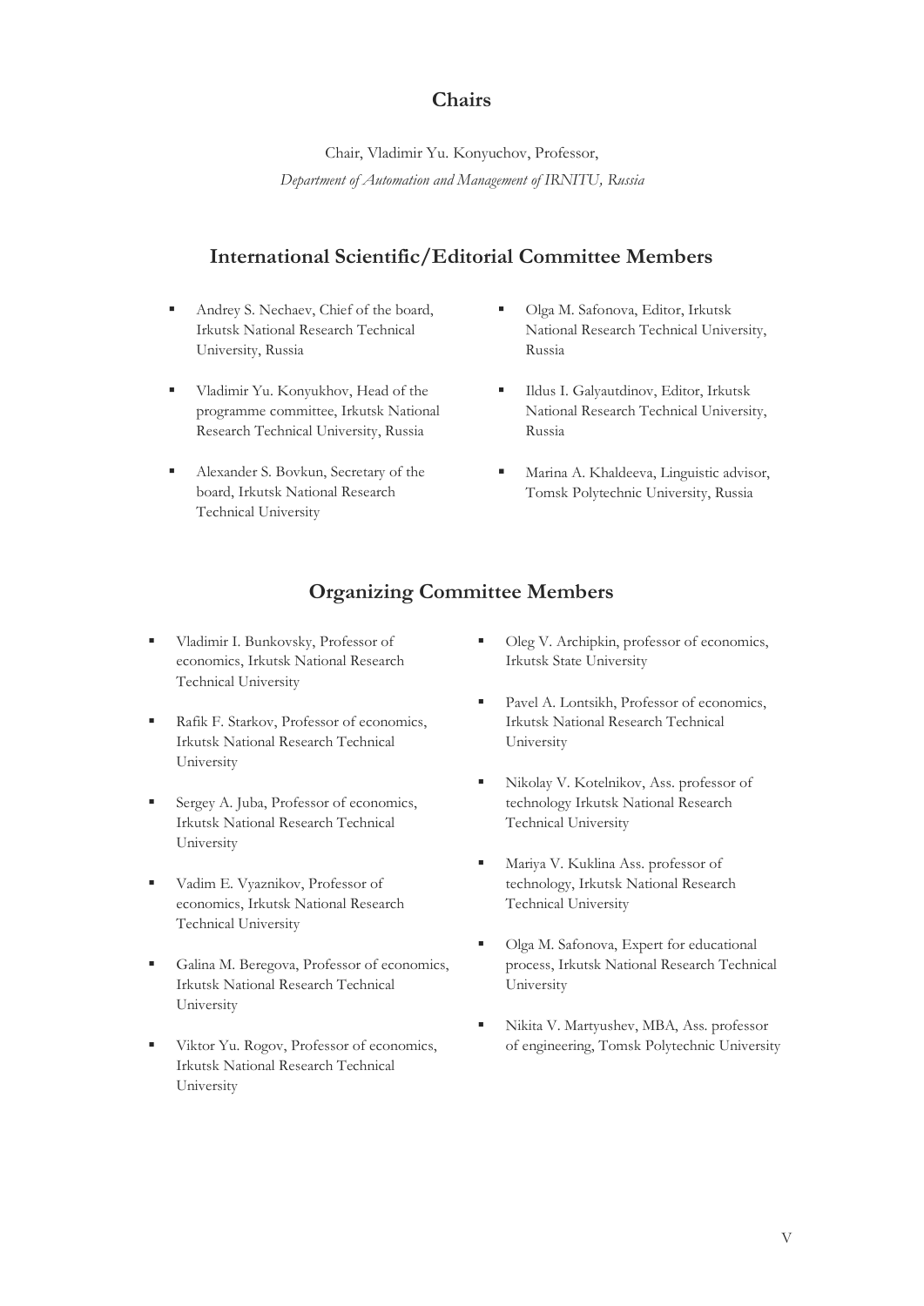## Chairs

Chair, Vladimir Yu. Konyuchov, Professor,

*Department of Automation and Management of IRNITU, Russia*

## International Scientific/Editorial Committee Members

- Andrey S. Nechaev, Chief of the board, Irkutsk National Research Technical University, Russia
- Vladimir Yu. Konyukhov, Head of the programme committee, Irkutsk National Research Technical University, Russia
- Alexander S. Bovkun, Secretary of the board, Irkutsk National Research Technical University
- Olga M. Safonova, Editor, Irkutsk National Research Technical University, Russia
- Ildus I. Galyautdinov, Editor, Irkutsk National Research Technical University, Russia
- Marina A. Khaldeeva, Linguistic advisor, Tomsk Polytechnic University, Russia

## Organizing Committee Members

- Vladimir I. Bunkovsky, Professor of economics, Irkutsk National Research Technical University
- Rafik F. Starkov, Professor of economics, Irkutsk National Research Technical University
- Sergey A. Juba, Professor of economics, Irkutsk National Research Technical University
- Vadim E. Vyaznikov, Professor of economics, Irkutsk National Research Technical University
- Galina M. Beregova, Professor of economics, Irkutsk National Research Technical University
- Viktor Yu. Rogov, Professor of economics, Irkutsk National Research Technical University
- Oleg V. Archipkin, professor of economics, Irkutsk State University
- Pavel A. Lontsikh, Professor of economics, Irkutsk National Research Technical University
- Nikolay V. Kotelnikov, Ass. professor of technology Irkutsk National Research Technical University
- Mariya V. Kuklina Ass. professor of technology, Irkutsk National Research Technical University
- Olga M. Safonova, Expert for educational process, Irkutsk National Research Technical University
- Nikita V. Martyushev, MBA, Ass. professor of engineering, Tomsk Polytechnic University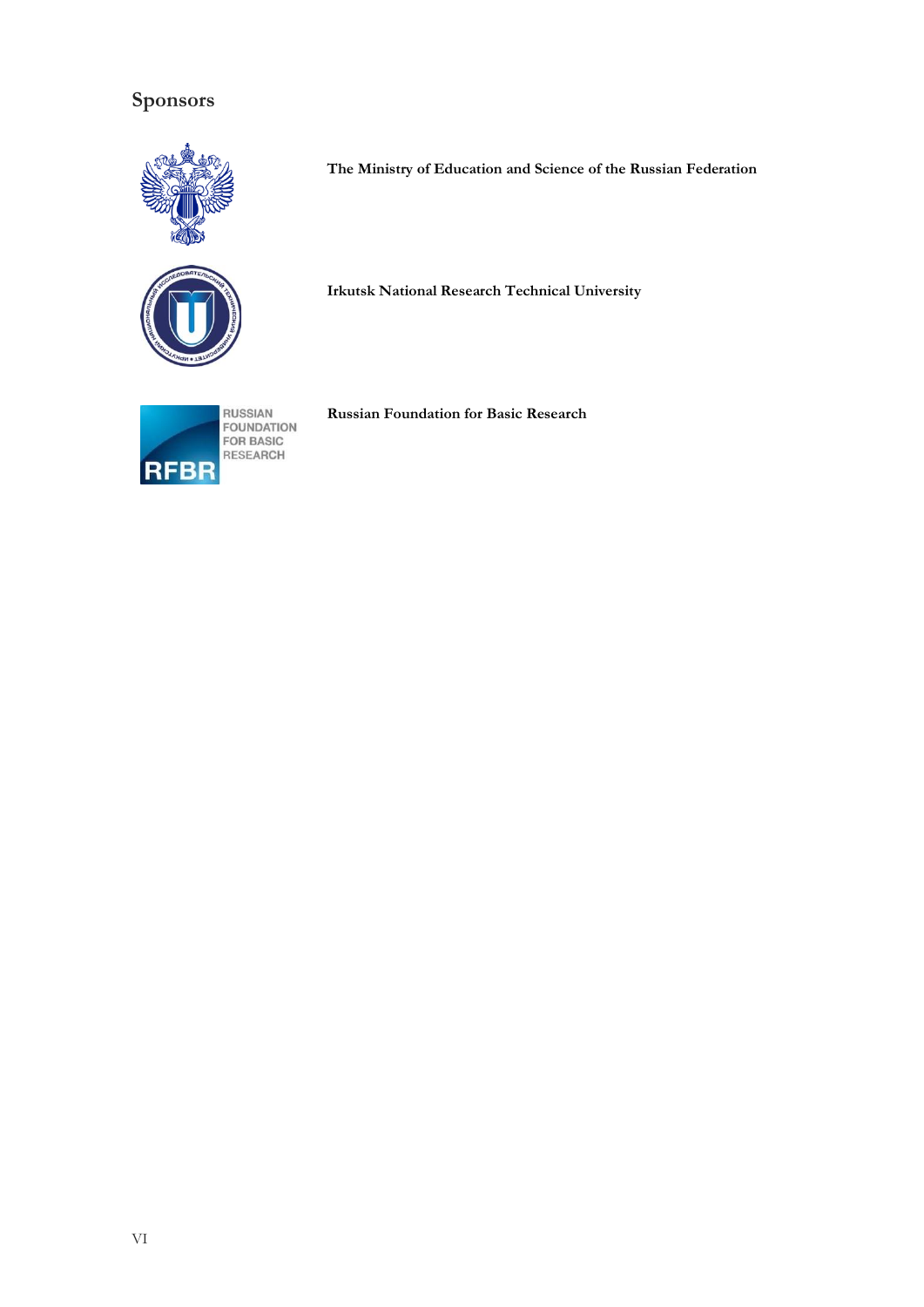## Sponsors

**The Ministry of Education and Science of the Russian Federation**

**Irkutsk National Research Technical University**

**Russian Foundation for Basic Research**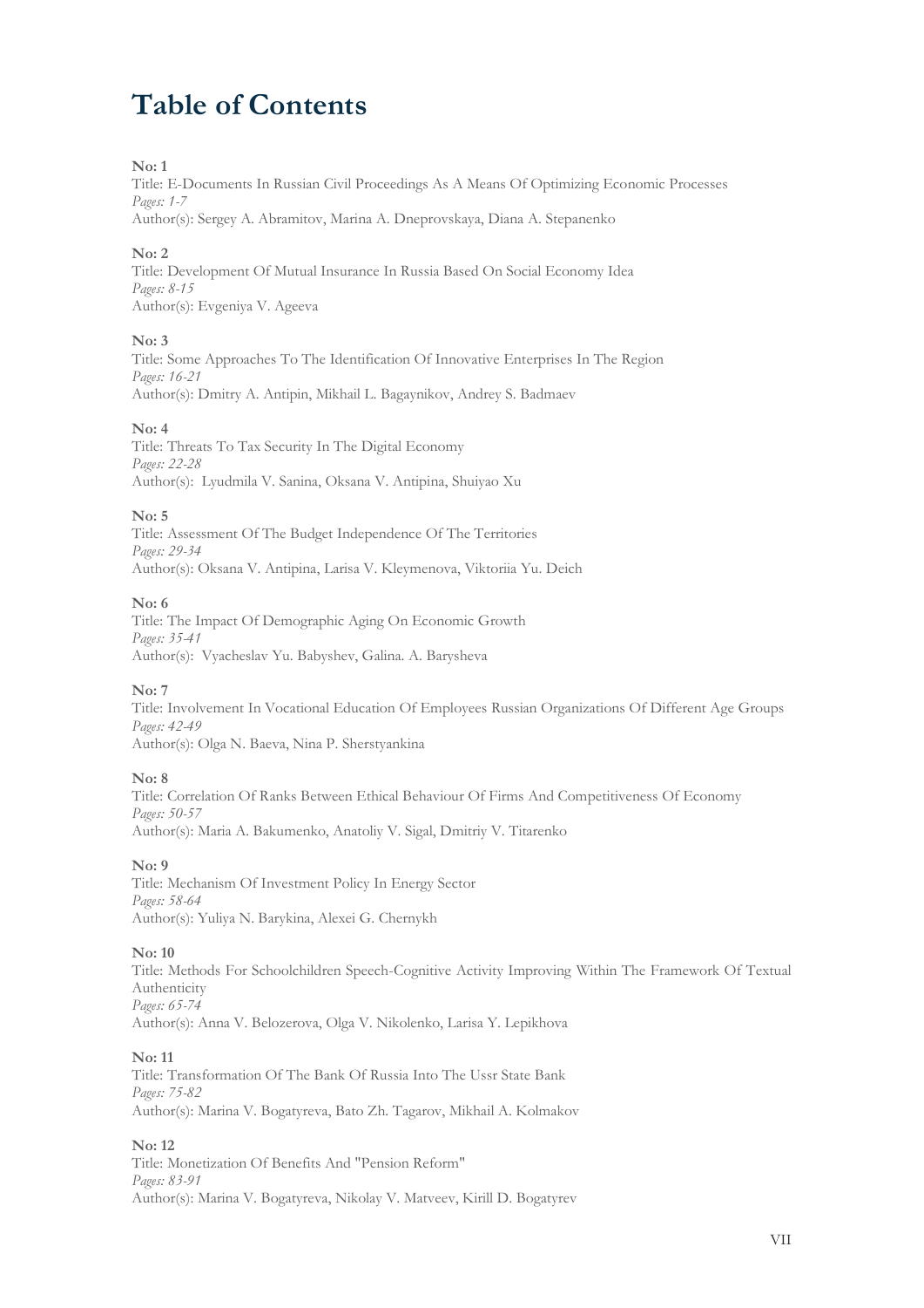# Table of Contents

**No: 1**
Title: E-Documents In Russian Civil Proceedings As A Means Of Optimizing Economic Processes
*Pages: 1-7*
Author(s): Sergey A. Abramitov, Marina A. Dneprovskaya, Diana A. Stepanenko

**No: 2**
Title: Development Of Mutual Insurance In Russia Based On Social Economy Idea
*Pages: 8-15*
Author(s): Evgeniya V. Ageeva

**No: 3**
Title: Some Approaches To The Identification Of Innovative Enterprises In The Region
*Pages: 16-21*
Author(s): Dmitry A. Antipin, Mikhail L. Bagaynikov, Andrey S. Badmaev

**No: 4**
Title: Threats To Tax Security In The Digital Economy
*Pages: 22-28*
Author(s): Lyudmila V. Sanina, Oksana V. Antipina, Shuiyao Xu

**No: 5**
Title: Assessment Of The Budget Independence Of The Territories
*Pages: 29-34*
Author(s): Oksana V. Antipina, Larisa V. Kleymenova, Viktoriia Yu. Deich

**No: 6**
Title: The Impact Of Demographic Aging On Economic Growth
*Pages: 35-41*
Author(s): Vyacheslav Yu. Babyshev, Galina. A. Barysheva

**No: 7**
Title: Involvement In Vocational Education Of Employees Russian Organizations Of Different Age Groups
*Pages: 42-49*
Author(s): Olga N. Baeva, Nina P. Sherstyankina

**No: 8**
Title: Correlation Of Ranks Between Ethical Behaviour Of Firms And Competitiveness Of Economy
*Pages: 50-57*
Author(s): Maria A. Bakumenko, Anatoliy V. Sigal, Dmitriy V. Titarenko

**No: 9**
Title: Mechanism Of Investment Policy In Energy Sector
*Pages: 58-64*
Author(s): Yuliya N. Barykina, Alexei G. Chernykh

**No: 10**
Title: Methods For Schoolchildren Speech-Cognitive Activity Improving Within The Framework Of Textual Authenticity
*Pages: 65-74*
Author(s): Anna V. Belozerova, Olga V. Nikolenko, Larisa Y. Lepikhova

**No: 11**
Title: Transformation Of The Bank Of Russia Into The Ussr State Bank
*Pages: 75-82*
Author(s): Marina V. Bogatyreva, Bato Zh. Tagarov, Mikhail A. Kolmakov

**No: 12**
Title: Monetization Of Benefits And "Pension Reform"
*Pages: 83-91*
Author(s): Marina V. Bogatyreva, Nikolay V. Matveev, Kirill D. Bogatyrev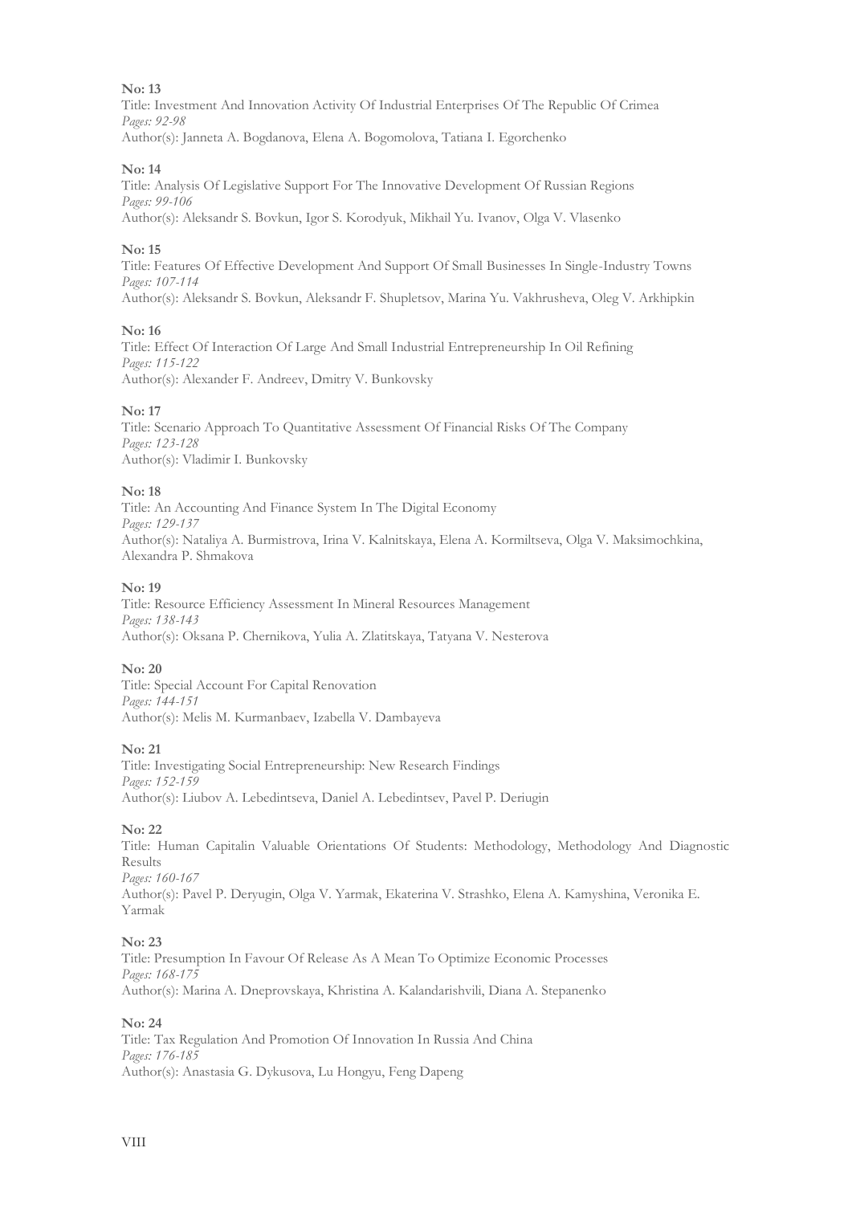**No: 13**

Title: Investment And Innovation Activity Of Industrial Enterprises Of The Republic Of Crimea
*Pages: 92-98*
Author(s): Janneta A. Bogdanova, Elena A. Bogomolova, Tatiana I. Egorchenko

**No: 14**

Title: Analysis Of Legislative Support For The Innovative Development Of Russian Regions
*Pages: 99-106*
Author(s): Aleksandr S. Bovkun, Igor S. Korodyuk, Mikhail Yu. Ivanov, Olga V. Vlasenko

**No: 15**

Title: Features Of Effective Development And Support Of Small Businesses In Single-Industry Towns
*Pages: 107-114*
Author(s): Aleksandr S. Bovkun, Aleksandr F. Shupletsov, Marina Yu. Vakhrusheva, Oleg V. Arkhipkin

**No: 16**

Title: Effect Of Interaction Of Large And Small Industrial Entrepreneurship In Oil Refining
*Pages: 115-122*
Author(s): Alexander F. Andreev, Dmitry V. Bunkovsky

**No: 17**

Title: Scenario Approach To Quantitative Assessment Of Financial Risks Of The Company
*Pages: 123-128*
Author(s): Vladimir I. Bunkovsky

**No: 18**

Title: An Accounting And Finance System In The Digital Economy
*Pages: 129-137*
Author(s): Nataliya A. Burmistrova, Irina V. Kalnitskaya, Elena A. Kormiltseva, Olga V. Maksimochkina, Alexandra P. Shmakova

**No: 19**

Title: Resource Efficiency Assessment In Mineral Resources Management
*Pages: 138-143*
Author(s): Oksana P. Chernikova, Yulia A. Zlatitskaya, Tatyana V. Nesterova

**No: 20**

Title: Special Account For Capital Renovation
*Pages: 144-151*
Author(s): Melis M. Kurmanbaev, Izabella V. Dambayeva

**No: 21**

Title: Investigating Social Entrepreneurship: New Research Findings
*Pages: 152-159*
Author(s): Liubov A. Lebedintseva, Daniel A. Lebedintsev, Pavel P. Deriugin

**No: 22**

Title: Human Capitalin Valuable Orientations Of Students: Methodology, Methodology And Diagnostic Results
*Pages: 160-167*
Author(s): Pavel P. Deryugin, Olga V. Yarmak, Ekaterina V. Strashko, Elena A. Kamyshina, Veronika E. Yarmak

**No: 23**

Title: Presumption In Favour Of Release As A Mean To Optimize Economic Processes
*Pages: 168-175*
Author(s): Marina A. Dneprovskaya, Khristina A. Kalandarishvili, Diana A. Stepanenko

**No: 24**

Title: Tax Regulation And Promotion Of Innovation In Russia And China
*Pages: 176-185*
Author(s): Anastasia G. Dykusova, Lu Hongyu, Feng Dapeng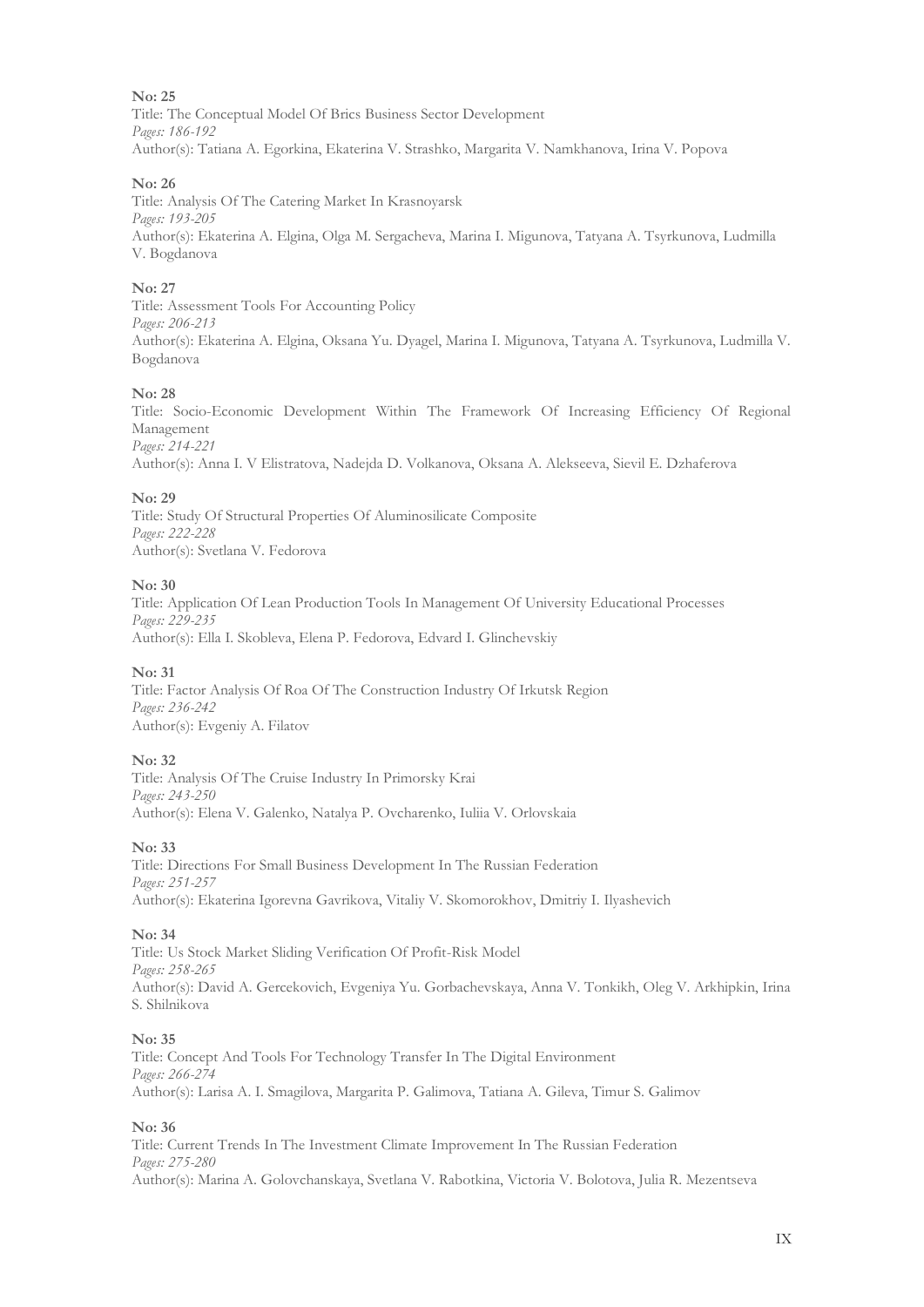**No: 25**
Title: The Conceptual Model Of Brics Business Sector Development
*Pages: 186-192*
Author(s): Tatiana A. Egorkina, Ekaterina V. Strashko, Margarita V. Namkhanova, Irina V. Popova

**No: 26**
Title: Analysis Of The Catering Market In Krasnoyarsk
*Pages: 193-205*
Author(s): Ekaterina A. Elgina, Olga M. Sergacheva, Marina I. Migunova, Tatyana A. Tsyrkunova, Ludmilla V. Bogdanova

**No: 27**
Title: Assessment Tools For Accounting Policy
*Pages: 206-213*
Author(s): Ekaterina A. Elgina, Oksana Yu. Dyagel, Marina I. Migunova, Tatyana A. Tsyrkunova, Ludmilla V. Bogdanova

**No: 28**
Title: Socio-Economic Development Within The Framework Of Increasing Efficiency Of Regional Management
*Pages: 214-221*
Author(s): Anna I. V Elistratova, Nadejda D. Volkanova, Oksana A. Alekseeva, Sievil E. Dzhaferova

**No: 29**
Title: Study Of Structural Properties Of Aluminosilicate Composite
*Pages: 222-228*
Author(s): Svetlana V. Fedorova

**No: 30**
Title: Application Of Lean Production Tools In Management Of University Educational Processes
*Pages: 229-235*
Author(s): Ella I. Skobleva, Elena P. Fedorova, Edvard I. Glinchevskiy

**No: 31**
Title: Factor Analysis Of Roa Of The Construction Industry Of Irkutsk Region
*Pages: 236-242*
Author(s): Evgeniy A. Filatov

**No: 32**
Title: Analysis Of The Cruise Industry In Primorsky Krai
*Pages: 243-250*
Author(s): Elena V. Galenko, Natalya P. Ovcharenko, Iuliia V. Orlovskaia

**No: 33**
Title: Directions For Small Business Development In The Russian Federation
*Pages: 251-257*
Author(s): Ekaterina Igorevna Gavrikova, Vitaliy V. Skomorokhov, Dmitriy I. Ilyashevich

**No: 34**
Title: Us Stock Market Sliding Verification Of Profit-Risk Model
*Pages: 258-265*
Author(s): David A. Gercekovich, Evgeniya Yu. Gorbachevskaya, Anna V. Tonkikh, Oleg V. Arkhipkin, Irina S. Shilnikova

**No: 35**
Title: Concept And Tools For Technology Transfer In The Digital Environment
*Pages: 266-274*
Author(s): Larisa A. I. Smagilova, Margarita P. Galimova, Tatiana A. Gileva, Timur S. Galimov

**No: 36**
Title: Current Trends In The Investment Climate Improvement In The Russian Federation
*Pages: 275-280*
Author(s): Marina A. Golovchanskaya, Svetlana V. Rabotkina, Victoria V. Bolotova, Julia R. Mezentseva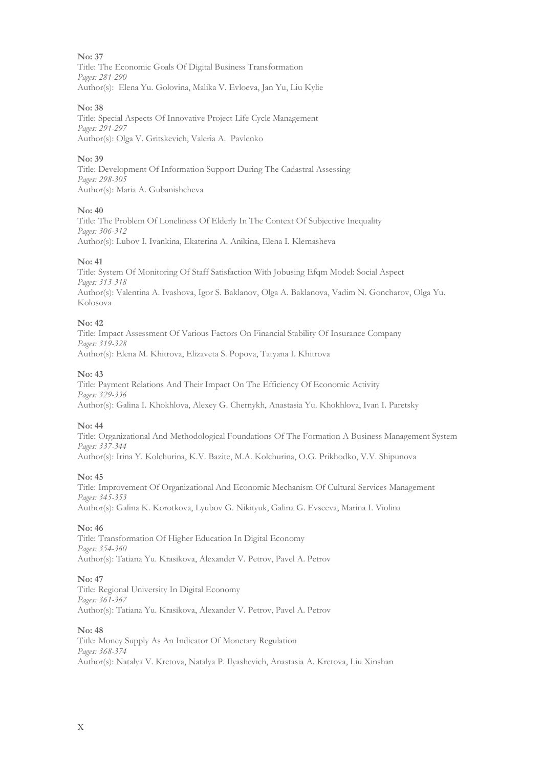**No: 37**
Title: The Economic Goals Of Digital Business Transformation
*Pages: 281-290*
Author(s): Elena Yu. Golovina, Malika V. Evloeva, Jan Yu, Liu Kylie

**No: 38**
Title: Special Aspects Of Innovative Project Life Cycle Management
*Pages: 291-297*
Author(s): Olga V. Gritskevich, Valeria A. Pavlenko

**No: 39**
Title: Development Of Information Support During The Cadastral Assessing
*Pages: 298-305*
Author(s): Maria A. Gubanishcheva

**No: 40**
Title: The Problem Of Loneliness Of Elderly In The Context Of Subjective Inequality
*Pages: 306-312*
Author(s): Lubov I. Ivankina, Ekaterina A. Anikina, Elena I. Klemasheva

**No: 41**
Title: System Of Monitoring Of Staff Satisfaction With Jobusing Efqm Model: Social Aspect
*Pages: 313-318*
Author(s): Valentina A. Ivashova, Igor S. Baklanov, Olga A. Baklanova, Vadim N. Goncharov, Olga Yu. Kolosova

**No: 42**
Title: Impact Assessment Of Various Factors On Financial Stability Of Insurance Company
*Pages: 319-328*
Author(s): Elena M. Khitrova, Elizaveta S. Popova, Tatyana I. Khitrova

**No: 43**
Title: Payment Relations And Their Impact On The Efficiency Of Economic Activity
*Pages: 329-336*
Author(s): Galina I. Khokhlova, Alexey G. Chernykh, Anastasia Yu. Khokhlova, Ivan I. Paretsky

**No: 44**
Title: Organizational And Methodological Foundations Of The Formation A Business Management System
*Pages: 337-344*
Author(s): Irina Y. Kolchurina, K.V. Bazite, M.A. Kolchurina, O.G. Prikhodko, V.V. Shipunova

**No: 45**
Title: Improvement Of Organizational And Economic Mechanism Of Cultural Services Management
*Pages: 345-353*
Author(s): Galina K. Korotkova, Lyubov G. Nikityuk, Galina G. Evseeva, Marina I. Violina

**No: 46**
Title: Transformation Of Higher Education In Digital Economy
*Pages: 354-360*
Author(s): Tatiana Yu. Krasikova, Alexander V. Petrov, Pavel A. Petrov

**No: 47**
Title: Regional University In Digital Economy
*Pages: 361-367*
Author(s): Tatiana Yu. Krasikova, Alexander V. Petrov, Pavel A. Petrov

**No: 48**
Title: Money Supply As An Indicator Of Monetary Regulation
*Pages: 368-374*
Author(s): Natalya V. Kretova, Natalya P. Ilyashevich, Anastasia A. Kretova, Liu Xinshan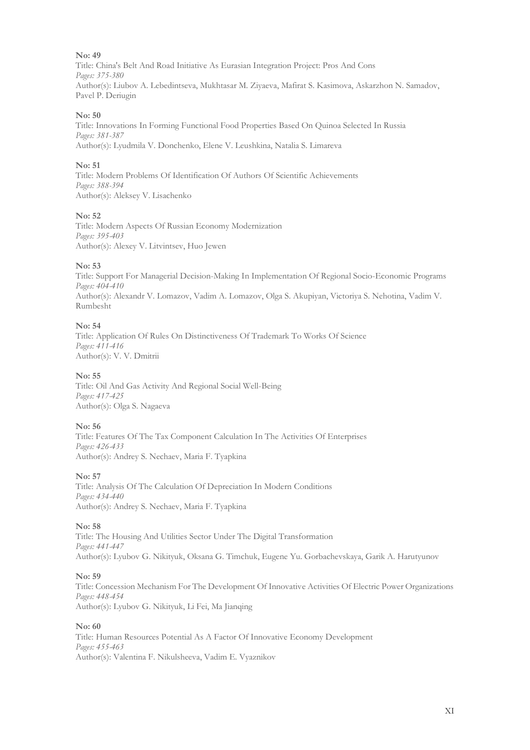**No: 49**
Title: China's Belt And Road Initiative As Eurasian Integration Project: Pros And Cons
*Pages: 375-380*
Author(s): Liubov A. Lebedintseva, Mukhtasar M. Ziyaeva, Mafirat S. Kasimova, Askarzhon N. Samadov, Pavel P. Deriugin

**No: 50**
Title: Innovations In Forming Functional Food Properties Based On Quinoa Selected In Russia
*Pages: 381-387*
Author(s): Lyudmila V. Donchenko, Elene V. Leushkina, Natalia S. Limareva

**No: 51**
Title: Modern Problems Of Identification Of Authors Of Scientific Achievements
*Pages: 388-394*
Author(s): Aleksey V. Lisachenko

**No: 52**
Title: Modern Aspects Of Russian Economy Modernization
*Pages: 395-403*
Author(s): Alexey V. Litvintsev, Huo Jewen

**No: 53**
Title: Support For Managerial Decision-Making In Implementation Of Regional Socio-Economic Programs
*Pages: 404-410*
Author(s): Alexandr V. Lomazov, Vadim A. Lomazov, Olga S. Akupiyan, Victoriya S. Nehotina, Vadim V. Rumbesht

**No: 54**
Title: Application Of Rules On Distinctiveness Of Trademark To Works Of Science
*Pages: 411-416*
Author(s): V. V. Dmitrii

**No: 55**
Title: Oil And Gas Activity And Regional Social Well-Being
*Pages: 417-425*
Author(s): Olga S. Nagaeva

**No: 56**
Title: Features Of The Tax Component Calculation In The Activities Of Enterprises
*Pages: 426-433*
Author(s): Andrey S. Nechaev, Maria F. Tyapkina

**No: 57**
Title: Analysis Of The Calculation Of Depreciation In Modern Conditions
*Pages: 434-440*
Author(s): Andrey S. Nechaev, Maria F. Tyapkina

**No: 58**
Title: The Housing And Utilities Sector Under The Digital Transformation
*Pages: 441-447*
Author(s): Lyubov G. Nikityuk, Oksana G. Timchuk, Eugene Yu. Gorbachevskaya, Garik A. Harutyunov

**No: 59**
Title: Concession Mechanism For The Development Of Innovative Activities Of Electric Power Organizations
*Pages: 448-454*
Author(s): Lyubov G. Nikityuk, Li Fei, Ma Jianqing

**No: 60**
Title: Human Resources Potential As A Factor Of Innovative Economy Development
*Pages: 455-463*
Author(s): Valentina F. Nikulsheeva, Vadim E. Vyaznikov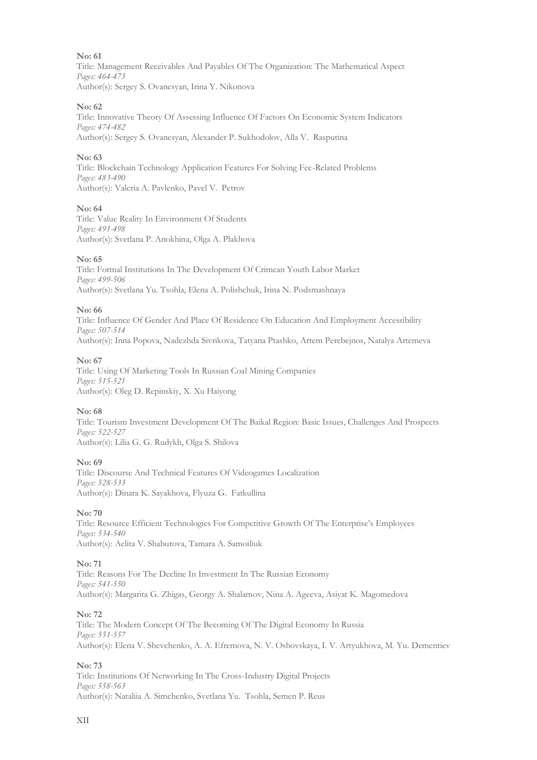**No: 61**
Title: Management Receivables And Payables Of The Organization: The Mathematical Aspect
*Pages: 464-473*
Author(s): Sergey S. Ovanesyan, Irina Y. Nikonova

**No: 62**
Title: Innovative Theory Of Assessing Influence Of Factors On Economic System Indicators
*Pages: 474-482*
Author(s): Sergey S. Ovanesyan, Alexander P. Sukhodolov, Alla V. Rasputina

**No: 63**
Title: Blockchain Technology Application Features For Solving Fec-Related Problems
*Pages: 483-490*
Author(s): Valeria A. Pavlenko, Pavel V. Petrov

**No: 64**
Title: Value Reality In Environment Of Students
*Pages: 491-498*
Author(s): Svetlana P. Anokhina, Olga A. Plakhova

**No: 65**
Title: Formal Institutions In The Development Of Crimean Youth Labor Market
*Pages: 499-506*
Author(s): Svetlana Yu. Tsohla, Elena A. Polishchuk, Irina N. Podsmashnaya

**No: 66**
Title: Influence Of Gender And Place Of Residence On Education And Employment Accessibility
*Pages: 507-514*
Author(s): Inna Popova, Nadezhda Sivrikova, Tatyana Ptashko, Artem Perebejnos, Natalya Artemeva

**No: 67**
Title: Using Of Marketing Tools In Russian Coal Mining Companies
*Pages: 515-521*
Author(s): Oleg D. Repinskiy, X. Xu Haiyong

**No: 68**
Title: Tourism Investment Development Of The Baikal Region: Basic Issues, Challenges And Prospects
*Pages: 522-527*
Author(s): Lilia G. G. Rudykh, Olga S. Shilova

**No: 69**
Title: Discourse And Technical Features Of Videogames Localization
*Pages: 528-533*
Author(s): Dinara K. Sayakhova, Flyuza G. Fatkullina

**No: 70**
Title: Resource Efficient Technologies For Competitive Growth Of The Enterprise's Employees
*Pages: 534-540*
Author(s): Aelita V. Shaburova, Tamara A. Samoiliuk

**No: 71**
Title: Reasons For The Decline In Investment In The Russian Economy
*Pages: 541-550*
Author(s): Margarita G. Zhigas, Georgy A. Shalamov, Nina A. Ageeva, Asiyat K. Magomedova

**No: 72**
Title: The Modern Concept Of The Becoming Of The Digital Economy In Russia
*Pages: 551-557*
Author(s): Elena V. Shevchenko, A. A. Efremova, N. V. Oshovskaya, I. V. Artyukhova, M. Yu. Dementiev

**No: 73**
Title: Institutions Of Networking In The Cross-Industry Digital Projects
*Pages: 558-563*
Author(s): Nataliia A. Simchenko, Svetlana Yu. Tsohla, Semen P. Reus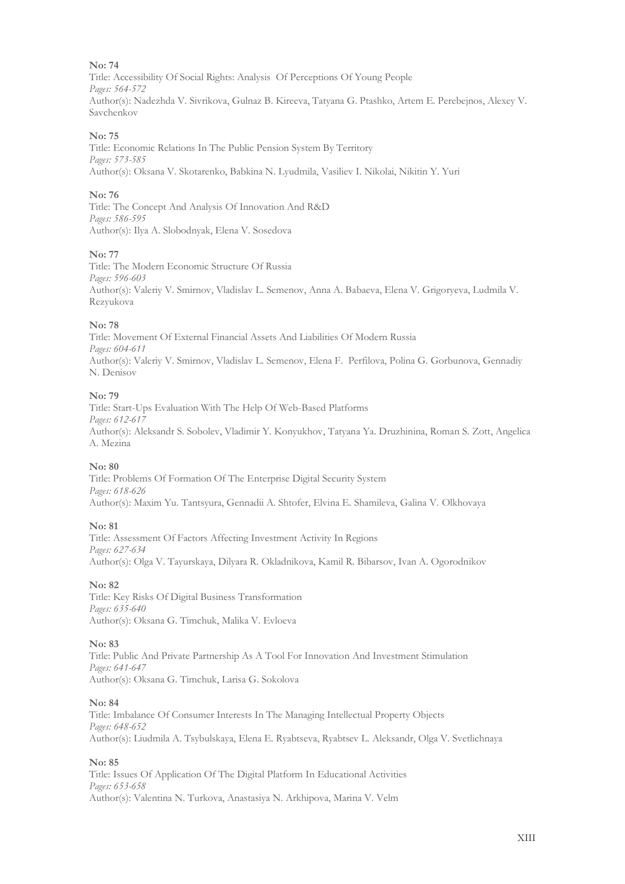**No: 74**

Title: Accessibility Of Social Rights: Analysis Of Perceptions Of Young People

*Pages: 564-572*

Author(s): Nadezhda V. Sivrikova, Gulnaz B. Kireeva, Tatyana G. Ptashko, Artem E. Perebejnos, Alexey V. Savchenkov

**No: 75**

Title: Economic Relations In The Public Pension System By Territory

*Pages: 573-585*

Author(s): Oksana V. Skotarenko, Babkina N. Lyudmila, Vasiliev I. Nikolai, Nikitin Y. Yuri

**No: 76**

Title: The Concept And Analysis Of Innovation And R&D

*Pages: 586-595*

Author(s): Ilya A. Slobodnyak, Elena V. Sosedova

**No: 77**

Title: The Modern Economic Structure Of Russia

*Pages: 596-603*

Author(s): Valeriy V. Smirnov, Vladislav L. Semenov, Anna A. Babaeva, Elena V. Grigoryeva, Ludmila V. Rezyukova

**No: 78**

Title: Movement Of External Financial Assets And Liabilities Of Modern Russia

*Pages: 604-611*

Author(s): Valeriy V. Smirnov, Vladislav L. Semenov, Elena F. Perfilova, Polina G. Gorbunova, Gennadiy N. Denisov

**No: 79**

Title: Start-Ups Evaluation With The Help Of Web-Based Platforms

*Pages: 612-617*

Author(s): Aleksandr S. Sobolev, Vladimir Y. Konyukhov, Tatyana Ya. Druzhinina, Roman S. Zott, Angelica A. Mezina

**No: 80**

Title: Problems Of Formation Of The Enterprise Digital Security System

*Pages: 618-626*

Author(s): Maxim Yu. Tantsyura, Gennadii A. Shtofer, Elvina E. Shamileva, Galina V. Olkhovaya

**No: 81**

Title: Assessment Of Factors Affecting Investment Activity In Regions

*Pages: 627-634*

Author(s): Olga V. Tayurskaya, Dilyara R. Okladnikova, Kamil R. Bibarsov, Ivan A. Ogorodnikov

**No: 82**

Title: Key Risks Of Digital Business Transformation

*Pages: 635-640*

Author(s): Oksana G. Timchuk, Malika V. Evloeva

**No: 83**

Title: Public And Private Partnership As A Tool For Innovation And Investment Stimulation

*Pages: 641-647*

Author(s): Oksana G. Timchuk, Larisa G. Sokolova

**No: 84**

Title: Imbalance Of Consumer Interests In The Managing Intellectual Property Objects

*Pages: 648-652*

Author(s): Liudmila A. Tsybulskaya, Elena E. Ryabtseva, Ryabtsev L. Aleksandr, Olga V. Svetlichnaya

**No: 85**

Title: Issues Of Application Of The Digital Platform In Educational Activities

*Pages: 653-658*

Author(s): Valentina N. Turkova, Anastasiya N. Arkhipova, Marina V. Velm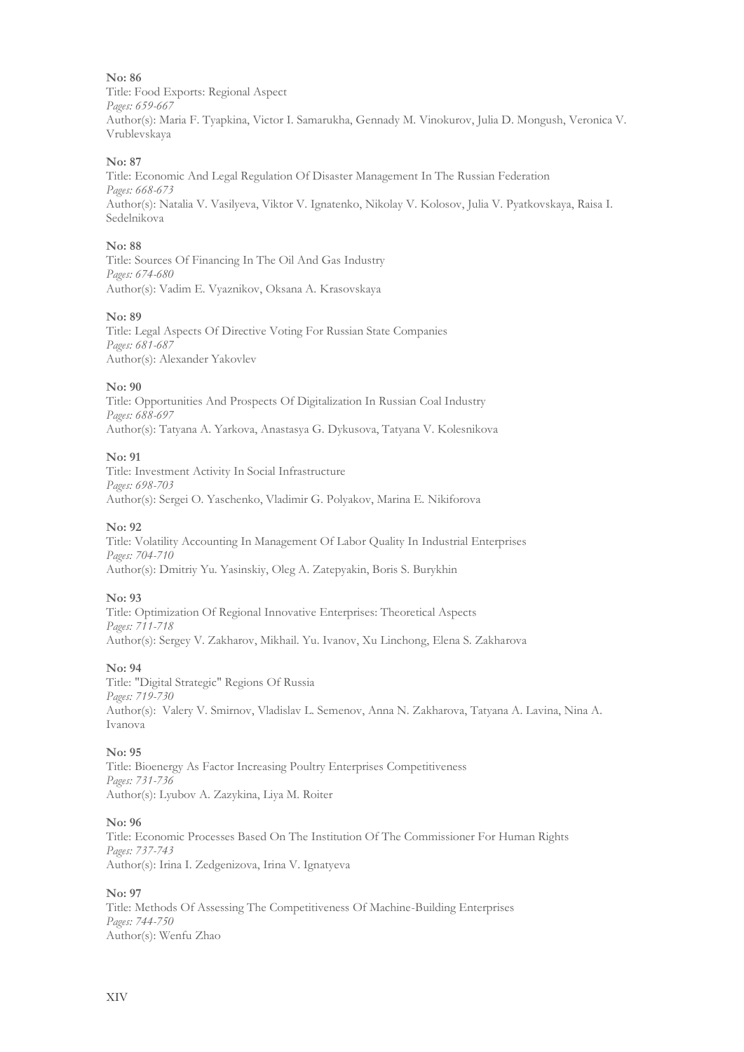**No: 86**
Title: Food Exports: Regional Aspect
*Pages: 659-667*
Author(s): Maria F. Tyapkina, Victor I. Samarukha, Gennady M. Vinokurov, Julia D. Mongush, Veronica V. Vrublevskaya

**No: 87**
Title: Economic And Legal Regulation Of Disaster Management In The Russian Federation
*Pages: 668-673*
Author(s): Natalia V. Vasilyeva, Viktor V. Ignatenko, Nikolay V. Kolosov, Julia V. Pyatkovskaya, Raisa I. Sedelnikova

**No: 88**
Title: Sources Of Financing In The Oil And Gas Industry
*Pages: 674-680*
Author(s): Vadim E. Vyaznikov, Oksana A. Krasovskaya

**No: 89**
Title: Legal Aspects Of Directive Voting For Russian State Companies
*Pages: 681-687*
Author(s): Alexander Yakovlev

**No: 90**
Title: Opportunities And Prospects Of Digitalization In Russian Coal Industry
*Pages: 688-697*
Author(s): Tatyana A. Yarkova, Anastasya G. Dykusova, Tatyana V. Kolesnikova

**No: 91**
Title: Investment Activity In Social Infrastructure
*Pages: 698-703*
Author(s): Sergei O. Yaschenko, Vladimir G. Polyakov, Marina E. Nikiforova

**No: 92**
Title: Volatility Accounting In Management Of Labor Quality In Industrial Enterprises
*Pages: 704-710*
Author(s): Dmitriy Yu. Yasinskiy, Oleg A. Zatepyakin, Boris S. Burykhin

**No: 93**
Title: Optimization Of Regional Innovative Enterprises: Theoretical Aspects
*Pages: 711-718*
Author(s): Sergey V. Zakharov, Mikhail. Yu. Ivanov, Xu Linchong, Elena S. Zakharova

**No: 94**
Title: "Digital Strategic" Regions Of Russia
*Pages: 719-730*
Author(s): Valery V. Smirnov, Vladislav L. Semenov, Anna N. Zakharova, Tatyana A. Lavina, Nina A. Ivanova

**No: 95**
Title: Bioenergy As Factor Increasing Poultry Enterprises Competitiveness
*Pages: 731-736*
Author(s): Lyubov A. Zazykina, Liya M. Roiter

**No: 96**
Title: Economic Processes Based On The Institution Of The Commissioner For Human Rights
*Pages: 737-743*
Author(s): Irina I. Zedgenizova, Irina V. Ignatyeva

**No: 97**
Title: Methods Of Assessing The Competitiveness Of Machine-Building Enterprises
*Pages: 744-750*
Author(s): Wenfu Zhao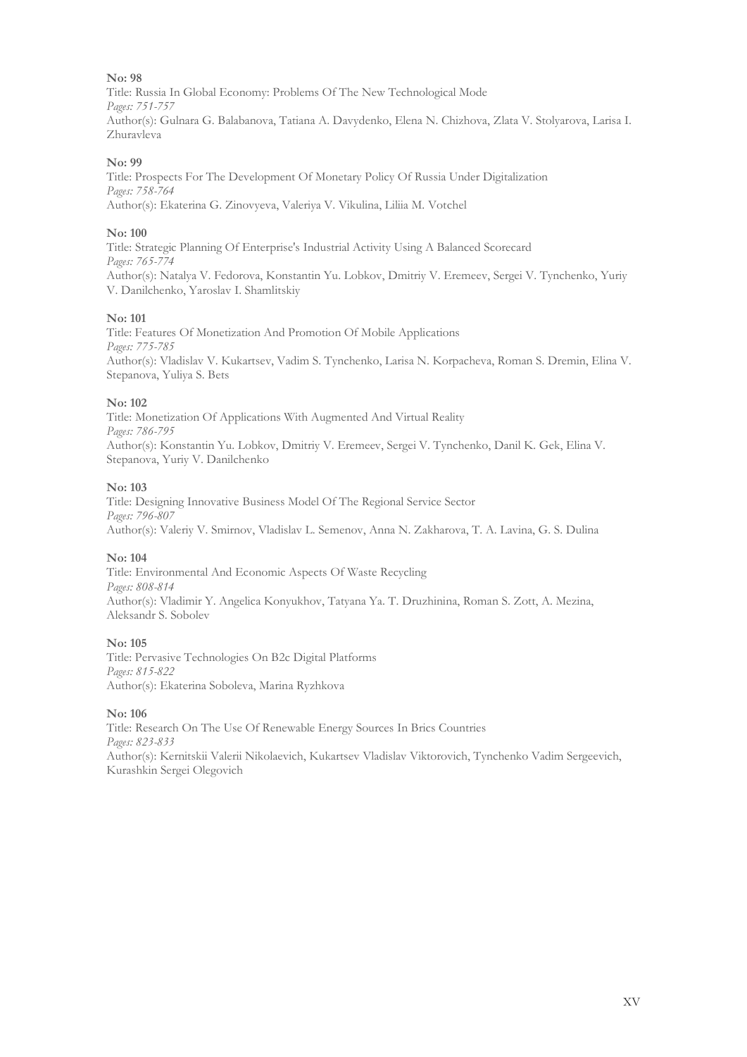**No: 98**

Title: Russia In Global Economy: Problems Of The New Technological Mode

*Pages: 751-757*

Author(s): Gulnara G. Balabanova, Tatiana A. Davydenko, Elena N. Chizhova, Zlata V. Stolyarova, Larisa I. Zhuravleva

**No: 99**

Title: Prospects For The Development Of Monetary Policy Of Russia Under Digitalization

*Pages: 758-764*

Author(s): Ekaterina G. Zinovyeva, Valeriya V. Vikulina, Liliia M. Votchel

**No: 100**

Title: Strategic Planning Of Enterprise's Industrial Activity Using A Balanced Scorecard

*Pages: 765-774*

Author(s): Natalya V. Fedorova, Konstantin Yu. Lobkov, Dmitriy V. Eremeev, Sergei V. Tynchenko, Yuriy V. Danilchenko, Yaroslav I. Shamlitskiy

**No: 101**

Title: Features Of Monetization And Promotion Of Mobile Applications

*Pages: 775-785*

Author(s): Vladislav V. Kukartsev, Vadim S. Tynchenko, Larisa N. Korpacheva, Roman S. Dremin, Elina V. Stepanova, Yuliya S. Bets

**No: 102**

Title: Monetization Of Applications With Augmented And Virtual Reality

*Pages: 786-795*

Author(s): Konstantin Yu. Lobkov, Dmitriy V. Eremeev, Sergei V. Tynchenko, Danil K. Gek, Elina V. Stepanova, Yuriy V. Danilchenko

**No: 103**

Title: Designing Innovative Business Model Of The Regional Service Sector

*Pages: 796-807*

Author(s): Valeriy V. Smirnov, Vladislav L. Semenov, Anna N. Zakharova, T. A. Lavina, G. S. Dulina

**No: 104**

Title: Environmental And Economic Aspects Of Waste Recycling

*Pages: 808-814*

Author(s): Vladimir Y. Angelica Konyukhov, Tatyana Ya. T. Druzhinina, Roman S. Zott, A. Mezina, Aleksandr S. Sobolev

**No: 105**

Title: Pervasive Technologies On B2c Digital Platforms

*Pages: 815-822*

Author(s): Ekaterina Soboleva, Marina Ryzhkova

**No: 106**

Title: Research On The Use Of Renewable Energy Sources In Brics Countries

*Pages: 823-833*

Author(s): Kernitskii Valerii Nikolaevich, Kukartsev Vladislav Viktorovich, Tynchenko Vadim Sergeevich, Kurashkin Sergei Olegovich